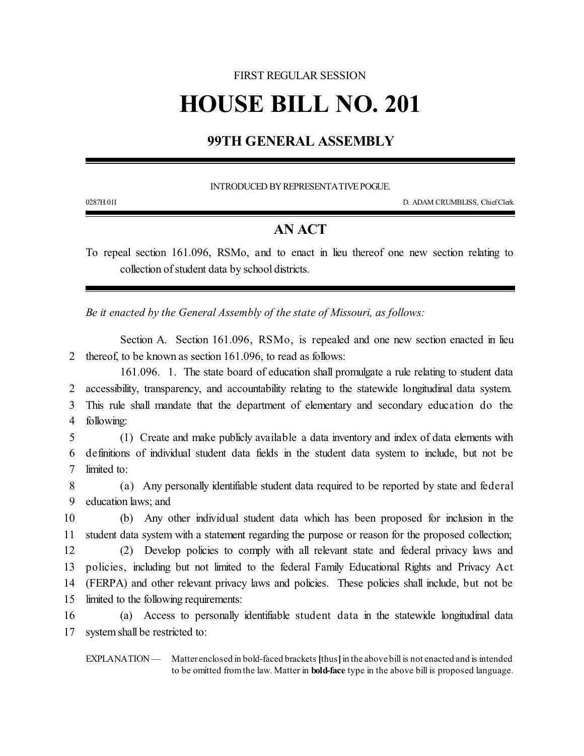FIRST REGULAR SESSION

# HOUSE BILL NO. 201

## 99TH GENERAL ASSEMBLY

INTRODUCED BY REPRESENTATIVE POGUE.

0287H.01I D. ADAM CRUMBLISS, Chief Clerk

## AN ACT

To repeal section 161.096, RSMo, and to enact in lieu thereof one new section relating to collection of student data by school districts.

*Be it enacted by the General Assembly of the state of Missouri, as follows:*

Section A. Section 161.096, RSMo, is repealed and one new section enacted in lieu thereof, to be known as section 161.096, to read as follows:

161.096. 1. The state board of education shall promulgate a rule relating to student data accessibility, transparency, and accountability relating to the statewide longitudinal data system. This rule shall mandate that the department of elementary and secondary education do the following:

(1) Create and make publicly available a data inventory and index of data elements with definitions of individual student data fields in the student data system to include, but not be limited to:

(a) Any personally identifiable student data required to be reported by state and federal education laws; and

(b) Any other individual student data which has been proposed for inclusion in the student data system with a statement regarding the purpose or reason for the proposed collection;

(2) Develop policies to comply with all relevant state and federal privacy laws and policies, including but not limited to the federal Family Educational Rights and Privacy Act (FERPA) and other relevant privacy laws and policies. These policies shall include, but not be limited to the following requirements:

(a) Access to personally identifiable student data in the statewide longitudinal data system shall be restricted to:

EXPLANATION — Matter enclosed in bold-faced brackets [thus] in the above bill is not enacted and is intended to be omitted from the law. Matter in **bold-face** type in the above bill is proposed language.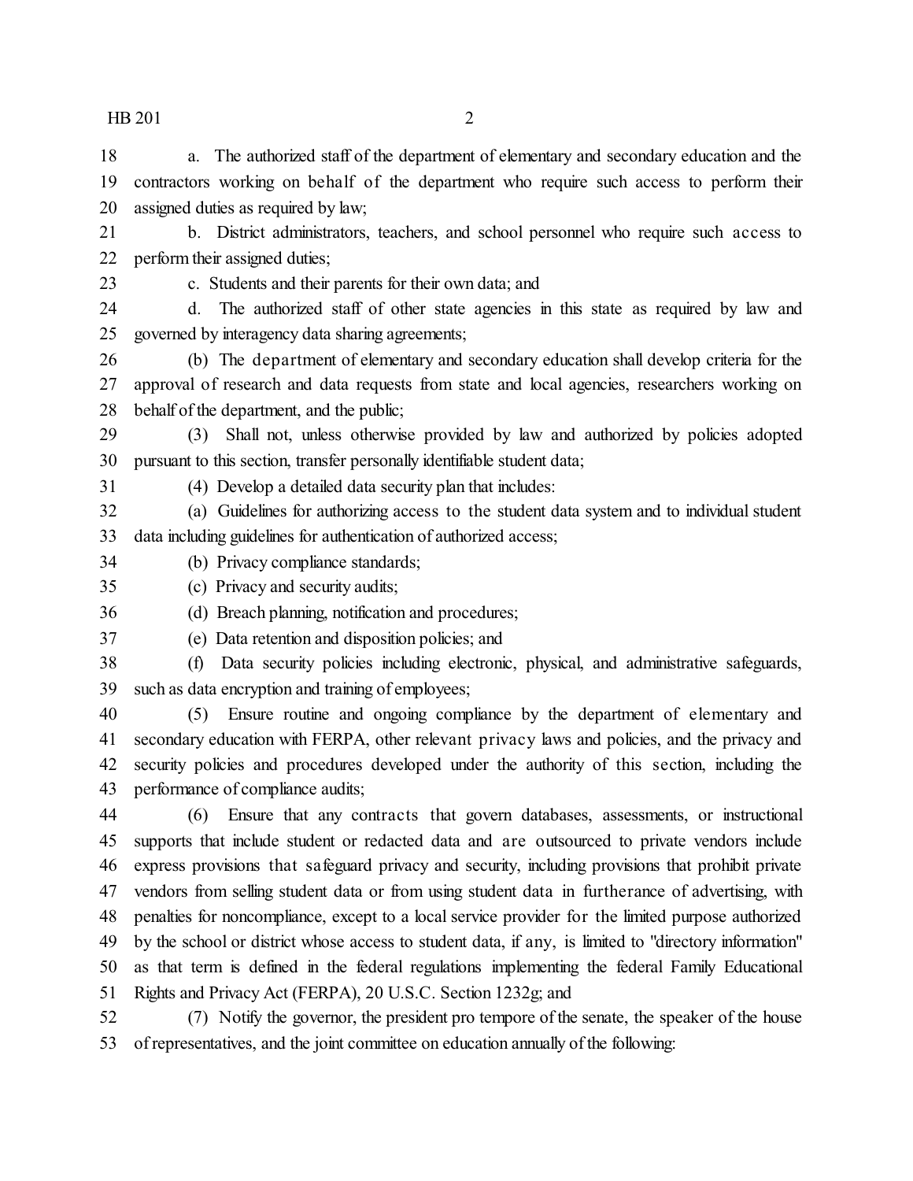a. The authorized staff of the department of elementary and secondary education and the contractors working on behalf of the department who require such access to perform their assigned duties as required by law;

b. District administrators, teachers, and school personnel who require such access to perform their assigned duties;

c. Students and their parents for their own data; and

d. The authorized staff of other state agencies in this state as required by law and governed by interagency data sharing agreements;

(b) The department of elementary and secondary education shall develop criteria for the approval of research and data requests from state and local agencies, researchers working on behalf of the department, and the public;

(3) Shall not, unless otherwise provided by law and authorized by policies adopted pursuant to this section, transfer personally identifiable student data;

(4) Develop a detailed data security plan that includes:

(a) Guidelines for authorizing access to the student data system and to individual student data including guidelines for authentication of authorized access;

(b) Privacy compliance standards;

(c) Privacy and security audits;

(d) Breach planning, notification and procedures;

(e) Data retention and disposition policies; and

(f) Data security policies including electronic, physical, and administrative safeguards, such as data encryption and training of employees;

(5) Ensure routine and ongoing compliance by the department of elementary and secondary education with FERPA, other relevant privacy laws and policies, and the privacy and security policies and procedures developed under the authority of this section, including the performance of compliance audits;

(6) Ensure that any contracts that govern databases, assessments, or instructional supports that include student or redacted data and are outsourced to private vendors include express provisions that safeguard privacy and security, including provisions that prohibit private vendors from selling student data or from using student data in furtherance of advertising, with penalties for noncompliance, except to a local service provider for the limited purpose authorized by the school or district whose access to student data, if any, is limited to "directory information" as that term is defined in the federal regulations implementing the federal Family Educational Rights and Privacy Act (FERPA), 20 U.S.C. Section 1232g; and

(7) Notify the governor, the president pro tempore of the senate, the speaker of the house of representatives, and the joint committee on education annually of the following: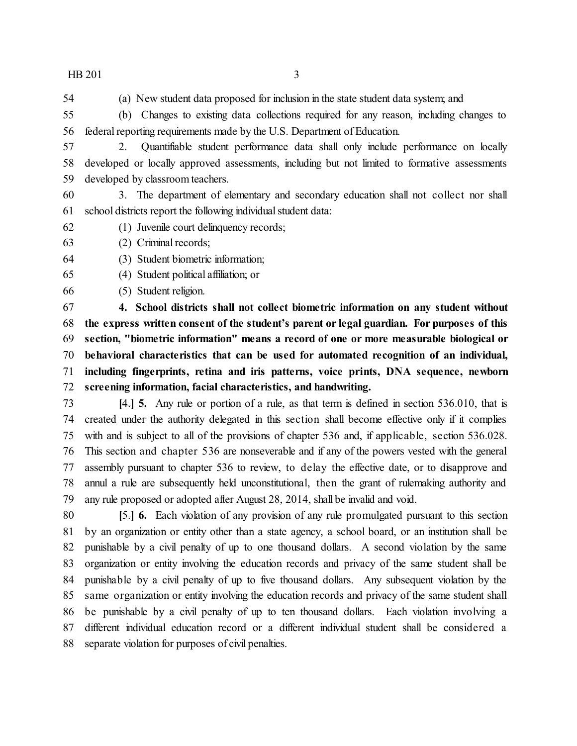(a) New student data proposed for inclusion in the state student data system; and

(b) Changes to existing data collections required for any reason, including changes to federal reporting requirements made by the U.S. Department of Education.

2. Quantifiable student performance data shall only include performance on locally developed or locally approved assessments, including but not limited to formative assessments developed by classroom teachers.

3. The department of elementary and secondary education shall not collect nor shall school districts report the following individual student data:

(1) Juvenile court delinquency records;

(2) Criminal records;

(3) Student biometric information;

(4) Student political affiliation; or

(5) Student religion.

**4. School districts shall not collect biometric information on any student without the express written consent of the student's parent or legal guardian. For purposes of this section, "biometric information" means a record of one or more measurable biological or behavioral characteristics that can be used for automated recognition of an individual, including fingerprints, retina and iris patterns, voice prints, DNA sequence, newborn screening information, facial characteristics, and handwriting.**

[~~4.~~] **5.** Any rule or portion of a rule, as that term is defined in section 536.010, that is created under the authority delegated in this section shall become effective only if it complies with and is subject to all of the provisions of chapter 536 and, if applicable, section 536.028. This section and chapter 536 are nonseverable and if any of the powers vested with the general assembly pursuant to chapter 536 to review, to delay the effective date, or to disapprove and annul a rule are subsequently held unconstitutional, then the grant of rulemaking authority and any rule proposed or adopted after August 28, 2014, shall be invalid and void.

[~~5.~~] **6.** Each violation of any provision of any rule promulgated pursuant to this section by an organization or entity other than a state agency, a school board, or an institution shall be punishable by a civil penalty of up to one thousand dollars. A second violation by the same organization or entity involving the education records and privacy of the same student shall be punishable by a civil penalty of up to five thousand dollars. Any subsequent violation by the same organization or entity involving the education records and privacy of the same student shall be punishable by a civil penalty of up to ten thousand dollars. Each violation involving a different individual education record or a different individual student shall be considered a separate violation for purposes of civil penalties.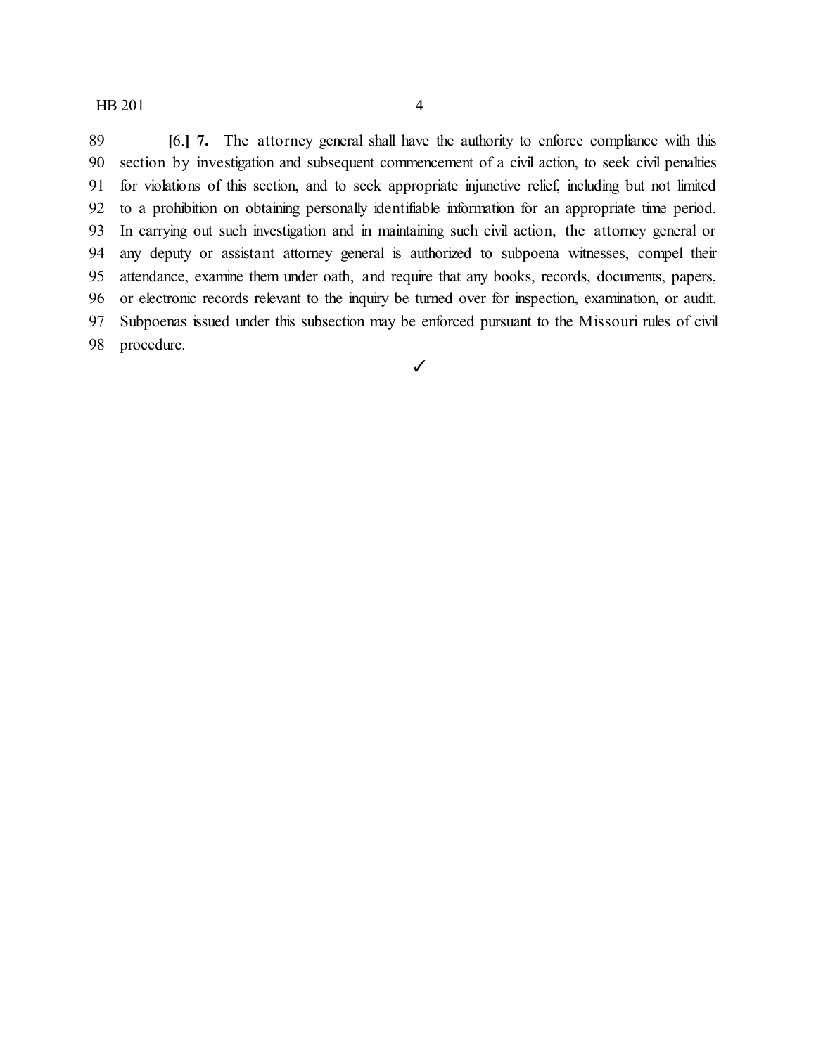**[~~6.~~] 7.** The attorney general shall have the authority to enforce compliance with this section by investigation and subsequent commencement of a civil action, to seek civil penalties for violations of this section, and to seek appropriate injunctive relief, including but not limited to a prohibition on obtaining personally identifiable information for an appropriate time period. In carrying out such investigation and in maintaining such civil action, the attorney general or any deputy or assistant attorney general is authorized to subpoena witnesses, compel their attendance, examine them under oath, and require that any books, records, documents, papers, or electronic records relevant to the inquiry be turned over for inspection, examination, or audit. Subpoenas issued under this subsection may be enforced pursuant to the Missouri rules of civil procedure.

✓